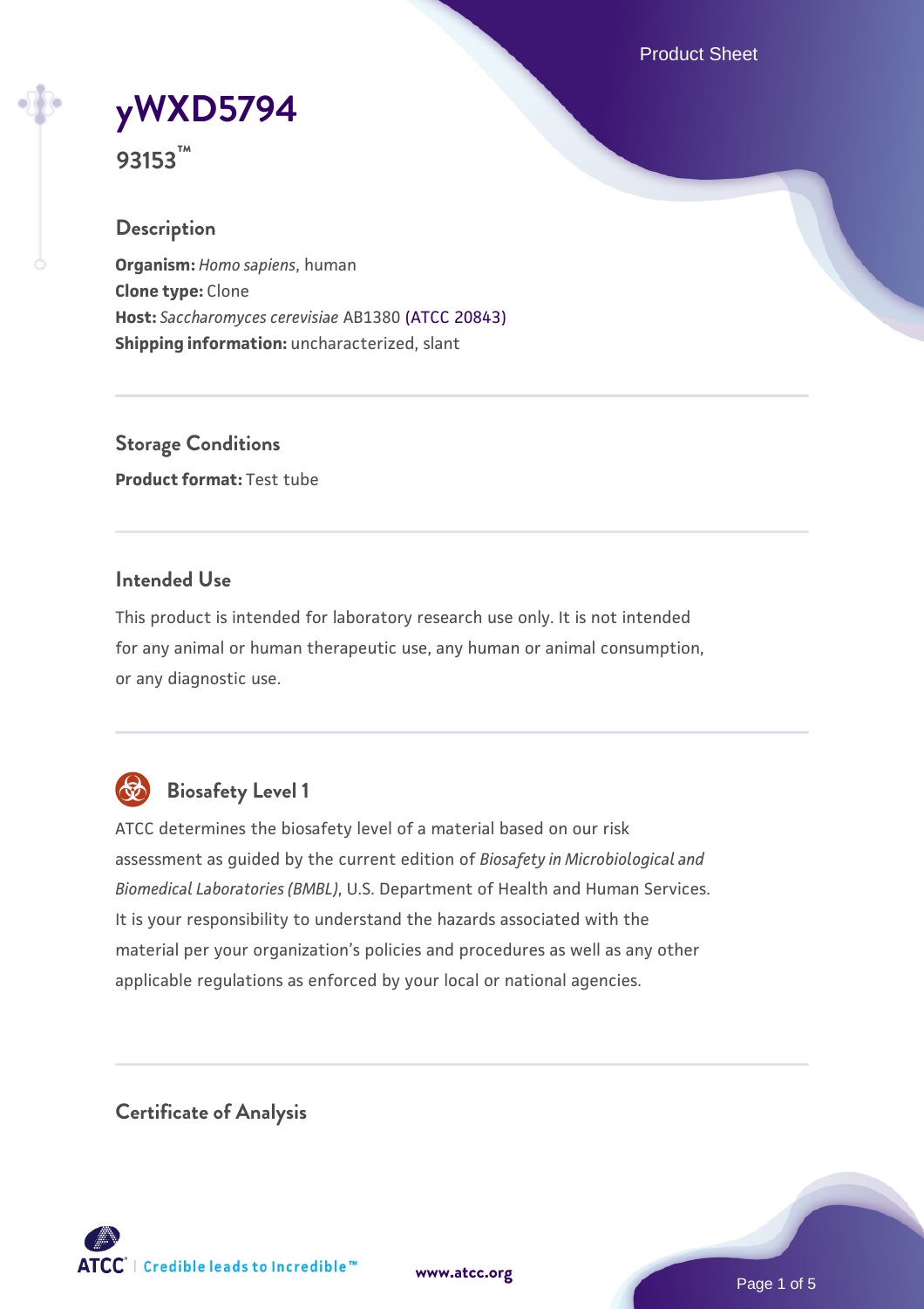# yWXD5794

**93153™**

## Description

**Organism:** *Homo sapiens*, human
**Clone type:** Clone
**Host:** *Saccharomyces cerevisiae* AB1380 (ATCC 20843)
**Shipping information:** uncharacterized, slant

## Storage Conditions

**Product format:** Test tube

## Intended Use

This product is intended for laboratory research use only. It is not intended for any animal or human therapeutic use, any human or animal consumption, or any diagnostic use.

## Biosafety Level 1

ATCC determines the biosafety level of a material based on our risk assessment as guided by the current edition of *Biosafety in Microbiological and Biomedical Laboratories (BMBL)*, U.S. Department of Health and Human Services. It is your responsibility to understand the hazards associated with the material per your organization's policies and procedures as well as any other applicable regulations as enforced by your local or national agencies.

## Certificate of Analysis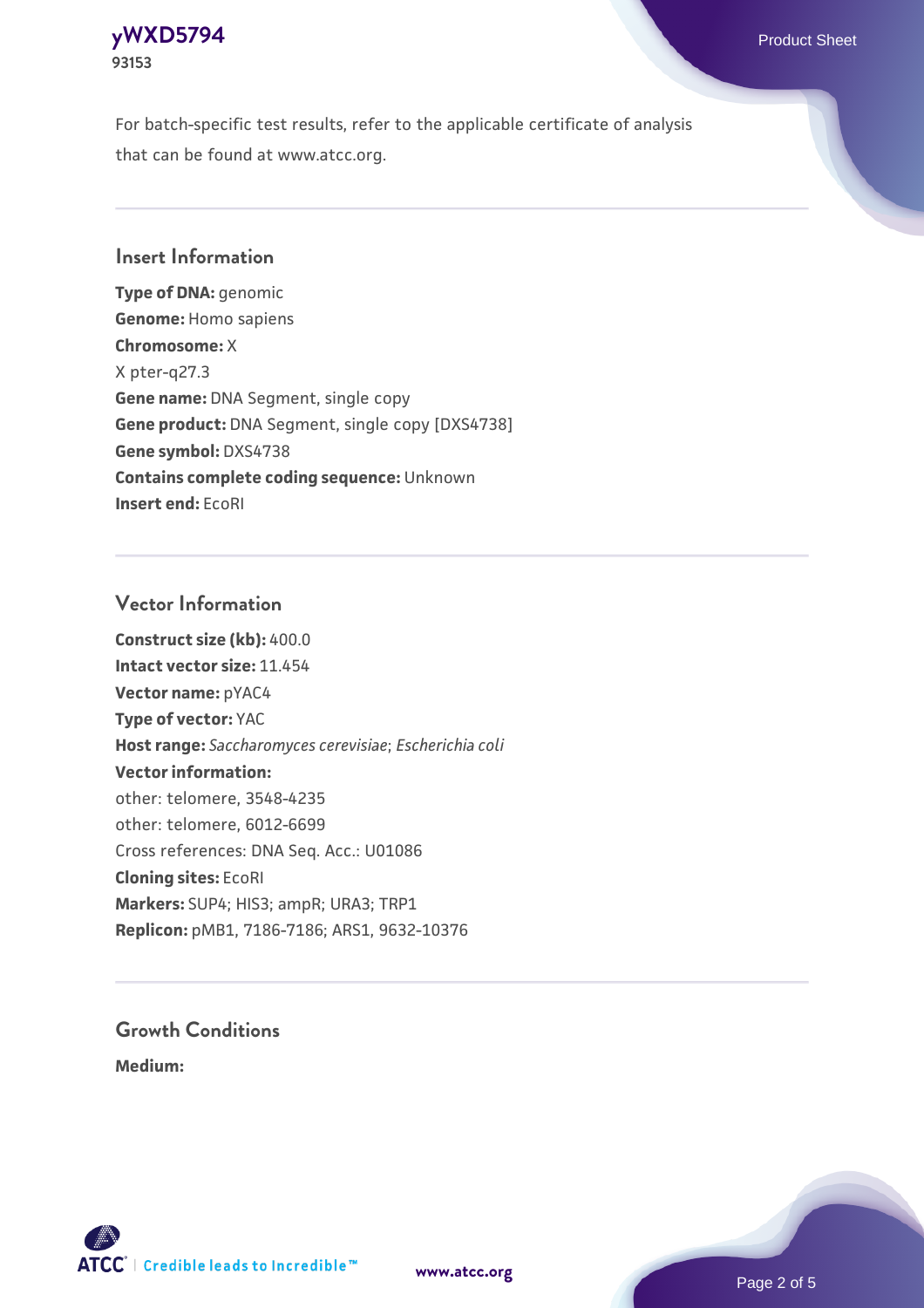For batch-specific test results, refer to the applicable certificate of analysis that can be found at www.atcc.org.

## Insert Information

**Type of DNA:** genomic
**Genome:** Homo sapiens
**Chromosome:** X
X pter-q27.3
**Gene name:** DNA Segment, single copy
**Gene product:** DNA Segment, single copy [DXS4738]
**Gene symbol:** DXS4738
**Contains complete coding sequence:** Unknown
**Insert end:** EcoRI

## Vector Information

**Construct size (kb):** 400.0
**Intact vector size:** 11.454
**Vector name:** pYAC4
**Type of vector:** YAC
**Host range:** *Saccharomyces cerevisiae*; *Escherichia coli*
**Vector information:**
other: telomere, 3548-4235
other: telomere, 6012-6699
Cross references: DNA Seq. Acc.: U01086
**Cloning sites:** EcoRI
**Markers:** SUP4; HIS3; ampR; URA3; TRP1
**Replicon:** pMB1, 7186-7186; ARS1, 9632-10376

## Growth Conditions

**Medium:**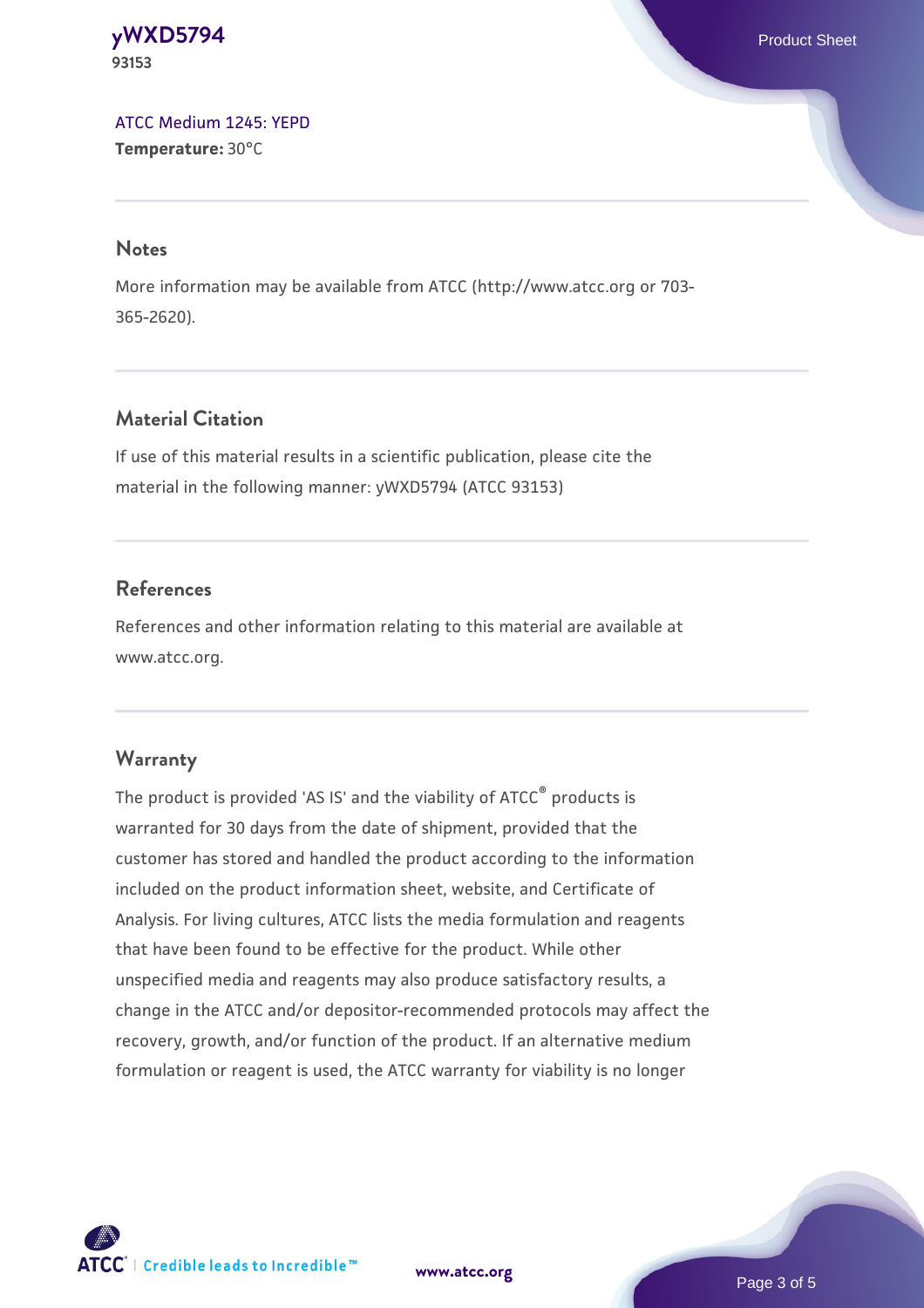[ATCC Medium 1245: YEPD](ATCC Medium 1245: YEPD)
**Temperature:** 30°C

## Notes

More information may be available from ATCC (http://www.atcc.org or 703-365-2620).

## Material Citation

If use of this material results in a scientific publication, please cite the material in the following manner: yWXD5794 (ATCC 93153)

## References

References and other information relating to this material are available at www.atcc.org.

## Warranty

The product is provided 'AS IS' and the viability of ATCC® products is warranted for 30 days from the date of shipment, provided that the customer has stored and handled the product according to the information included on the product information sheet, website, and Certificate of Analysis. For living cultures, ATCC lists the media formulation and reagents that have been found to be effective for the product. While other unspecified media and reagents may also produce satisfactory results, a change in the ATCC and/or depositor-recommended protocols may affect the recovery, growth, and/or function of the product. If an alternative medium formulation or reagent is used, the ATCC warranty for viability is no longer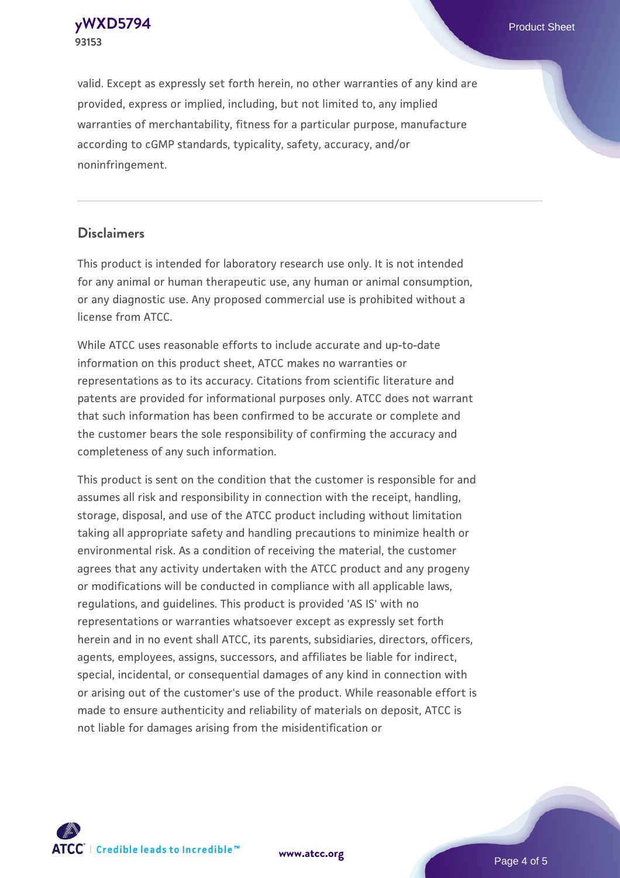valid. Except as expressly set forth herein, no other warranties of any kind are provided, express or implied, including, but not limited to, any implied warranties of merchantability, fitness for a particular purpose, manufacture according to cGMP standards, typicality, safety, accuracy, and/or noninfringement.

## Disclaimers

This product is intended for laboratory research use only. It is not intended for any animal or human therapeutic use, any human or animal consumption, or any diagnostic use. Any proposed commercial use is prohibited without a license from ATCC.

While ATCC uses reasonable efforts to include accurate and up-to-date information on this product sheet, ATCC makes no warranties or representations as to its accuracy. Citations from scientific literature and patents are provided for informational purposes only. ATCC does not warrant that such information has been confirmed to be accurate or complete and the customer bears the sole responsibility of confirming the accuracy and completeness of any such information.

This product is sent on the condition that the customer is responsible for and assumes all risk and responsibility in connection with the receipt, handling, storage, disposal, and use of the ATCC product including without limitation taking all appropriate safety and handling precautions to minimize health or environmental risk. As a condition of receiving the material, the customer agrees that any activity undertaken with the ATCC product and any progeny or modifications will be conducted in compliance with all applicable laws, regulations, and guidelines. This product is provided 'AS IS' with no representations or warranties whatsoever except as expressly set forth herein and in no event shall ATCC, its parents, subsidiaries, directors, officers, agents, employees, assigns, successors, and affiliates be liable for indirect, special, incidental, or consequential damages of any kind in connection with or arising out of the customer's use of the product. While reasonable effort is made to ensure authenticity and reliability of materials on deposit, ATCC is not liable for damages arising from the misidentification or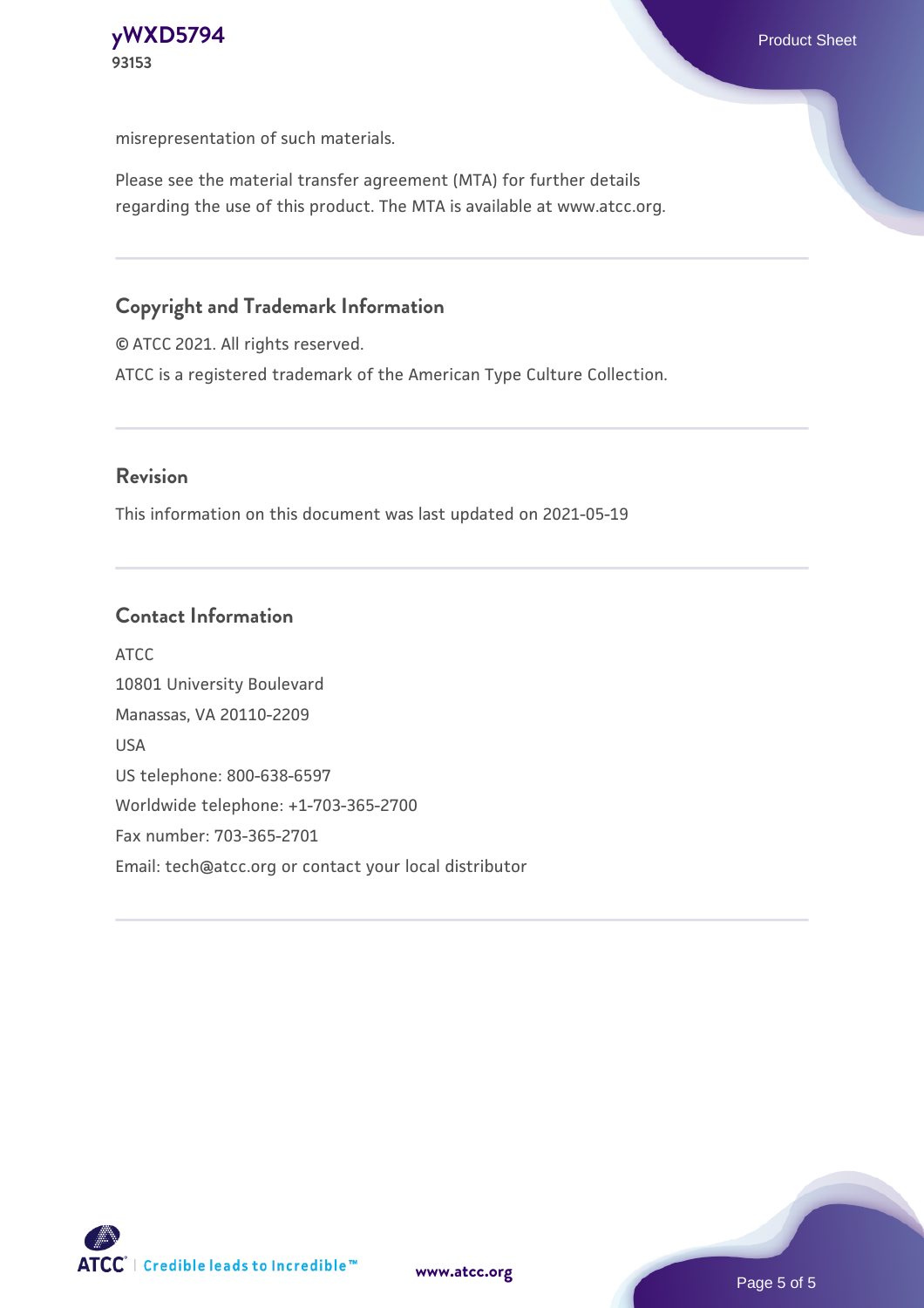misrepresentation of such materials.

Please see the material transfer agreement (MTA) for further details regarding the use of this product. The MTA is available at www.atcc.org.

## Copyright and Trademark Information

© ATCC 2021. All rights reserved.

ATCC is a registered trademark of the American Type Culture Collection.

## Revision

This information on this document was last updated on 2021-05-19

## Contact Information

ATCC
10801 University Boulevard
Manassas, VA 20110-2209
USA
US telephone: 800-638-6597
Worldwide telephone: +1-703-365-2700
Fax number: 703-365-2701
Email: tech@atcc.org or contact your local distributor